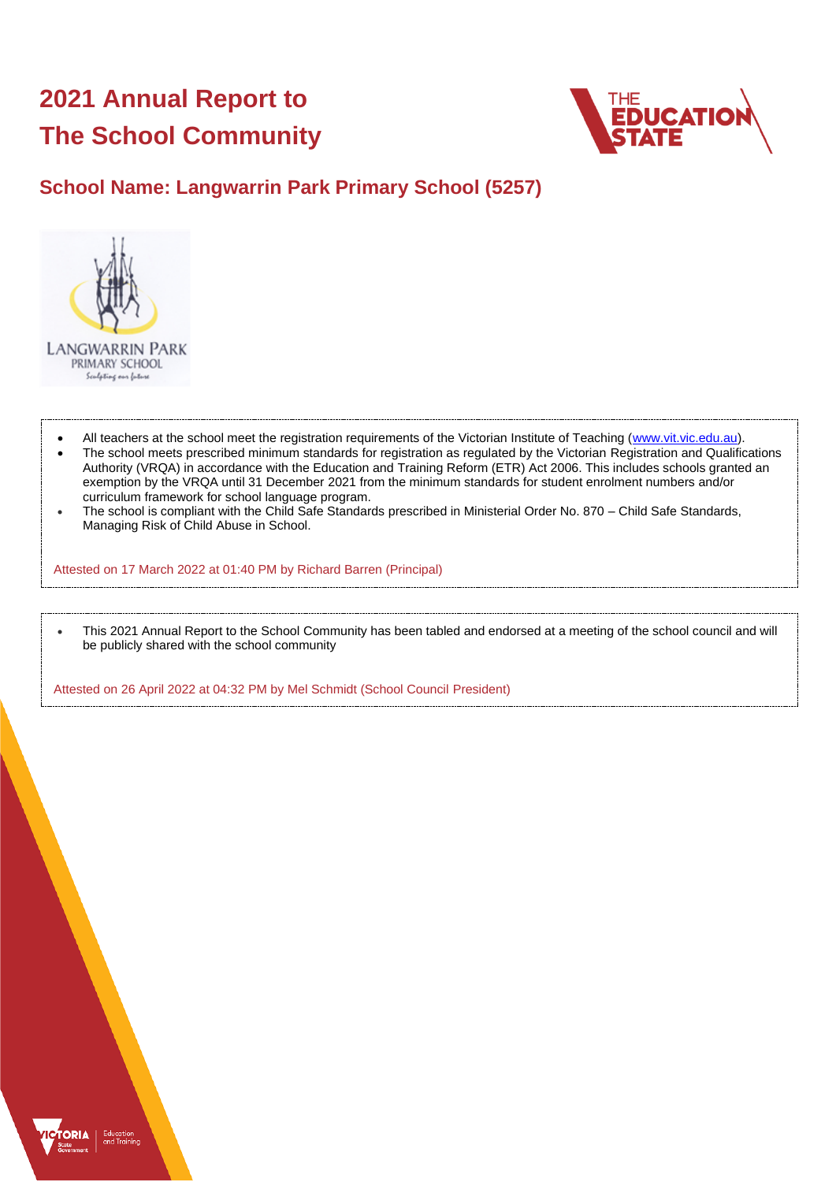# 2021 Annual Report to The School Community

## School Name: Langwarrin Park Primary School (5257)

- All teachers at the school meet the registration requirements of the Victorian Institute of Teaching (www.vit.vic.edu.au).
- The school meets prescribed minimum standards for registration as regulated by the Victorian Registration and Qualifications Authority (VRQA) in accordance with the Education and Training Reform (ETR) Act 2006. This includes schools granted an exemption by the VRQA until 31 December 2021 from the minimum standards for student enrolment numbers and/or curriculum framework for school language program.
- The school is compliant with the Child Safe Standards prescribed in Ministerial Order No. 870 – Child Safe Standards, Managing Risk of Child Abuse in School.

Attested on 17 March 2022 at 01:40 PM by Richard Barren (Principal)

- This 2021 Annual Report to the School Community has been tabled and endorsed at a meeting of the school council and will be publicly shared with the school community

Attested on 26 April 2022 at 04:32 PM by Mel Schmidt (School Council President)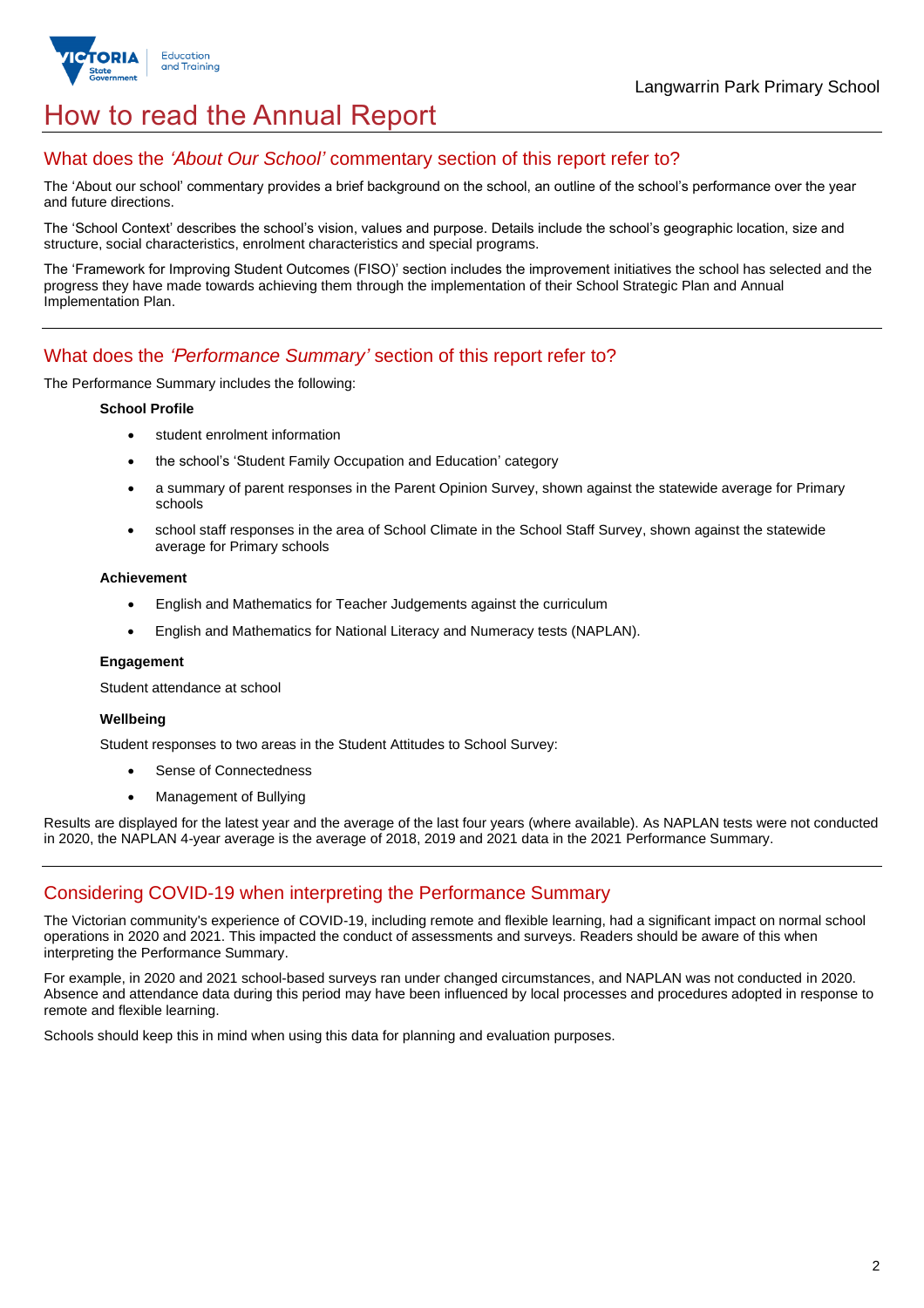# How to read the Annual Report

## What does the *'About Our School'* commentary section of this report refer to?

The 'About our school' commentary provides a brief background on the school, an outline of the school's performance over the year and future directions.

The 'School Context' describes the school's vision, values and purpose. Details include the school's geographic location, size and structure, social characteristics, enrolment characteristics and special programs.

The 'Framework for Improving Student Outcomes (FISO)' section includes the improvement initiatives the school has selected and the progress they have made towards achieving them through the implementation of their School Strategic Plan and Annual Implementation Plan.

## What does the *'Performance Summary'* section of this report refer to?

The Performance Summary includes the following:

**School Profile**

- student enrolment information
- the school's 'Student Family Occupation and Education' category
- a summary of parent responses in the Parent Opinion Survey, shown against the statewide average for Primary schools
- school staff responses in the area of School Climate in the School Staff Survey, shown against the statewide average for Primary schools

**Achievement**

- English and Mathematics for Teacher Judgements against the curriculum
- English and Mathematics for National Literacy and Numeracy tests (NAPLAN).

**Engagement**

Student attendance at school

**Wellbeing**

Student responses to two areas in the Student Attitudes to School Survey:

- Sense of Connectedness
- Management of Bullying

Results are displayed for the latest year and the average of the last four years (where available). As NAPLAN tests were not conducted in 2020, the NAPLAN 4-year average is the average of 2018, 2019 and 2021 data in the 2021 Performance Summary.

## Considering COVID-19 when interpreting the Performance Summary

The Victorian community's experience of COVID-19, including remote and flexible learning, had a significant impact on normal school operations in 2020 and 2021. This impacted the conduct of assessments and surveys. Readers should be aware of this when interpreting the Performance Summary.

For example, in 2020 and 2021 school-based surveys ran under changed circumstances, and NAPLAN was not conducted in 2020. Absence and attendance data during this period may have been influenced by local processes and procedures adopted in response to remote and flexible learning.

Schools should keep this in mind when using this data for planning and evaluation purposes.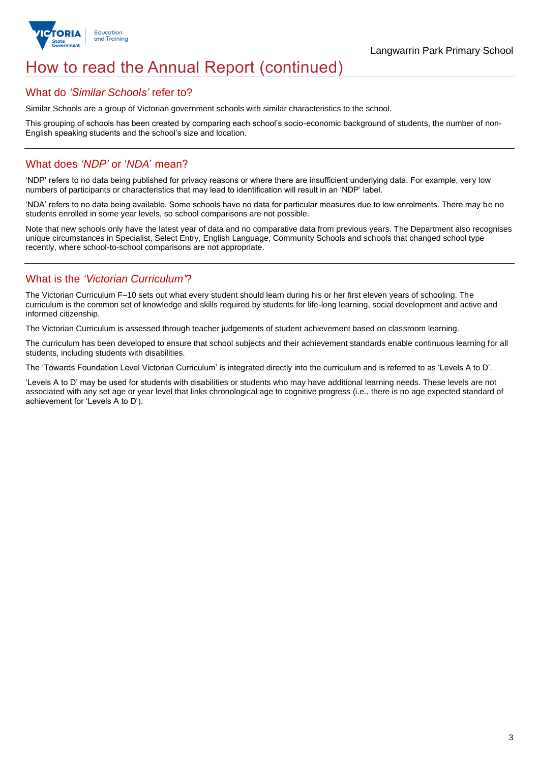# How to read the Annual Report (continued)

## What do *'Similar Schools'* refer to?

Similar Schools are a group of Victorian government schools with similar characteristics to the school.

This grouping of schools has been created by comparing each school's socio-economic background of students, the number of non-English speaking students and the school's size and location.

## What does *'NDP'* or '*NDA*' mean?

'NDP' refers to no data being published for privacy reasons or where there are insufficient underlying data. For example, very low numbers of participants or characteristics that may lead to identification will result in an 'NDP' label.

'NDA' refers to no data being available. Some schools have no data for particular measures due to low enrolments. There may be no students enrolled in some year levels, so school comparisons are not possible.

Note that new schools only have the latest year of data and no comparative data from previous years. The Department also recognises unique circumstances in Specialist, Select Entry, English Language, Community Schools and schools that changed school type recently, where school-to-school comparisons are not appropriate.

## What is the *'Victorian Curriculum'*?

The Victorian Curriculum F–10 sets out what every student should learn during his or her first eleven years of schooling. The curriculum is the common set of knowledge and skills required by students for life-long learning, social development and active and informed citizenship.

The Victorian Curriculum is assessed through teacher judgements of student achievement based on classroom learning.

The curriculum has been developed to ensure that school subjects and their achievement standards enable continuous learning for all students, including students with disabilities.

The 'Towards Foundation Level Victorian Curriculum' is integrated directly into the curriculum and is referred to as 'Levels A to D'.

'Levels A to D' may be used for students with disabilities or students who may have additional learning needs. These levels are not associated with any set age or year level that links chronological age to cognitive progress (i.e., there is no age expected standard of achievement for 'Levels A to D').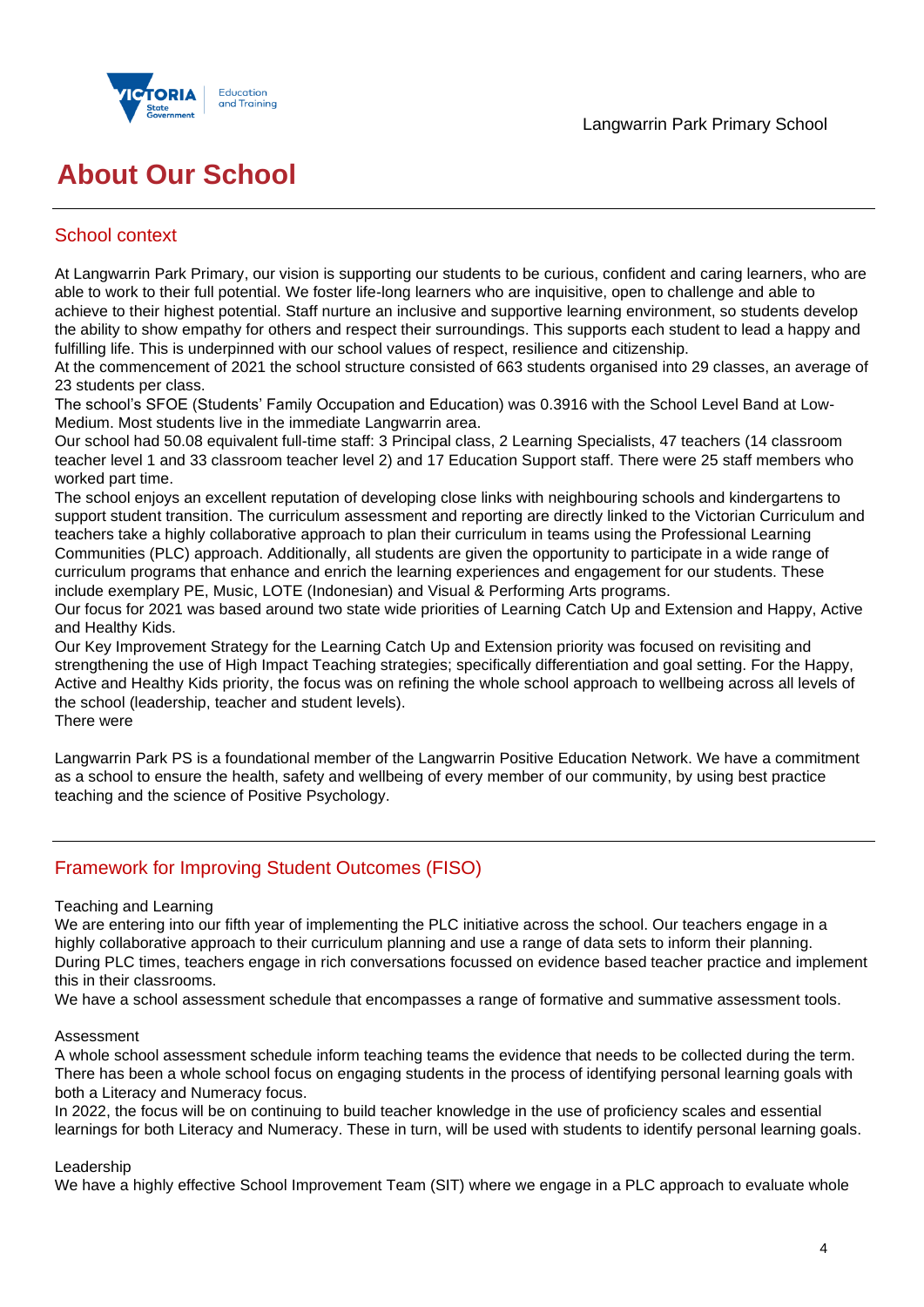# About Our School

## School context

At Langwarrin Park Primary, our vision is supporting our students to be curious, confident and caring learners, who are able to work to their full potential. We foster life-long learners who are inquisitive, open to challenge and able to achieve to their highest potential. Staff nurture an inclusive and supportive learning environment, so students develop the ability to show empathy for others and respect their surroundings. This supports each student to lead a happy and fulfilling life. This is underpinned with our school values of respect, resilience and citizenship.

At the commencement of 2021 the school structure consisted of 663 students organised into 29 classes, an average of 23 students per class.

The school's SFOE (Students' Family Occupation and Education) was 0.3916 with the School Level Band at Low-Medium. Most students live in the immediate Langwarrin area.

Our school had 50.08 equivalent full-time staff: 3 Principal class, 2 Learning Specialists, 47 teachers (14 classroom teacher level 1 and 33 classroom teacher level 2) and 17 Education Support staff. There were 25 staff members who worked part time.

The school enjoys an excellent reputation of developing close links with neighbouring schools and kindergartens to support student transition. The curriculum assessment and reporting are directly linked to the Victorian Curriculum and teachers take a highly collaborative approach to plan their curriculum in teams using the Professional Learning Communities (PLC) approach. Additionally, all students are given the opportunity to participate in a wide range of curriculum programs that enhance and enrich the learning experiences and engagement for our students. These include exemplary PE, Music, LOTE (Indonesian) and Visual & Performing Arts programs.

Our focus for 2021 was based around two state wide priorities of Learning Catch Up and Extension and Happy, Active and Healthy Kids.

Our Key Improvement Strategy for the Learning Catch Up and Extension priority was focused on revisiting and strengthening the use of High Impact Teaching strategies; specifically differentiation and goal setting. For the Happy, Active and Healthy Kids priority, the focus was on refining the whole school approach to wellbeing across all levels of the school (leadership, teacher and student levels).

There were

Langwarrin Park PS is a foundational member of the Langwarrin Positive Education Network. We have a commitment as a school to ensure the health, safety and wellbeing of every member of our community, by using best practice teaching and the science of Positive Psychology.

## Framework for Improving Student Outcomes (FISO)

Teaching and Learning

We are entering into our fifth year of implementing the PLC initiative across the school. Our teachers engage in a highly collaborative approach to their curriculum planning and use a range of data sets to inform their planning. During PLC times, teachers engage in rich conversations focussed on evidence based teacher practice and implement this in their classrooms.

We have a school assessment schedule that encompasses a range of formative and summative assessment tools.

Assessment

A whole school assessment schedule inform teaching teams the evidence that needs to be collected during the term. There has been a whole school focus on engaging students in the process of identifying personal learning goals with both a Literacy and Numeracy focus.

In 2022, the focus will be on continuing to build teacher knowledge in the use of proficiency scales and essential learnings for both Literacy and Numeracy. These in turn, will be used with students to identify personal learning goals.

Leadership

We have a highly effective School Improvement Team (SIT) where we engage in a PLC approach to evaluate whole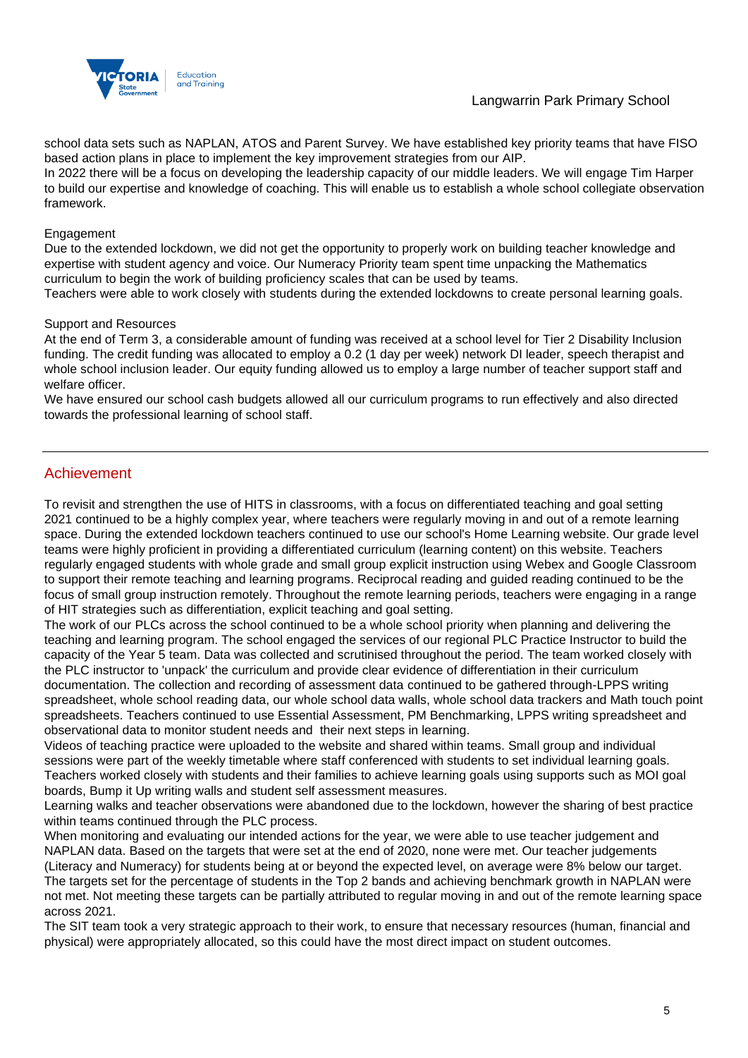school data sets such as NAPLAN, ATOS and Parent Survey. We have established key priority teams that have FISO based action plans in place to implement the key improvement strategies from our AIP.
In 2022 there will be a focus on developing the leadership capacity of our middle leaders. We will engage Tim Harper to build our expertise and knowledge of coaching. This will enable us to establish a whole school collegiate observation framework.

Engagement
Due to the extended lockdown, we did not get the opportunity to properly work on building teacher knowledge and expertise with student agency and voice. Our Numeracy Priority team spent time unpacking the Mathematics curriculum to begin the work of building proficiency scales that can be used by teams.
Teachers were able to work closely with students during the extended lockdowns to create personal learning goals.

Support and Resources
At the end of Term 3, a considerable amount of funding was received at a school level for Tier 2 Disability Inclusion funding. The credit funding was allocated to employ a 0.2 (1 day per week) network DI leader, speech therapist and whole school inclusion leader. Our equity funding allowed us to employ a large number of teacher support staff and welfare officer.
We have ensured our school cash budgets allowed all our curriculum programs to run effectively and also directed towards the professional learning of school staff.

## Achievement

To revisit and strengthen the use of HITS in classrooms, with a focus on differentiated teaching and goal setting
2021 continued to be a highly complex year, where teachers were regularly moving in and out of a remote learning space. During the extended lockdown teachers continued to use our school's Home Learning website. Our grade level teams were highly proficient in providing a differentiated curriculum (learning content) on this website. Teachers regularly engaged students with whole grade and small group explicit instruction using Webex and Google Classroom to support their remote teaching and learning programs. Reciprocal reading and guided reading continued to be the focus of small group instruction remotely. Throughout the remote learning periods, teachers were engaging in a range of HIT strategies such as differentiation, explicit teaching and goal setting.
The work of our PLCs across the school continued to be a whole school priority when planning and delivering the teaching and learning program. The school engaged the services of our regional PLC Practice Instructor to build the capacity of the Year 5 team. Data was collected and scrutinised throughout the period. The team worked closely with the PLC instructor to 'unpack' the curriculum and provide clear evidence of differentiation in their curriculum documentation. The collection and recording of assessment data continued to be gathered through-LPPS writing spreadsheet, whole school reading data, our whole school data walls, whole school data trackers and Math touch point spreadsheets. Teachers continued to use Essential Assessment, PM Benchmarking, LPPS writing spreadsheet and observational data to monitor student needs and their next steps in learning.
Videos of teaching practice were uploaded to the website and shared within teams. Small group and individual sessions were part of the weekly timetable where staff conferenced with students to set individual learning goals. Teachers worked closely with students and their families to achieve learning goals using supports such as MOI goal boards, Bump it Up writing walls and student self assessment measures.
Learning walks and teacher observations were abandoned due to the lockdown, however the sharing of best practice within teams continued through the PLC process.
When monitoring and evaluating our intended actions for the year, we were able to use teacher judgement and NAPLAN data. Based on the targets that were set at the end of 2020, none were met. Our teacher judgements (Literacy and Numeracy) for students being at or beyond the expected level, on average were 8% below our target. The targets set for the percentage of students in the Top 2 bands and achieving benchmark growth in NAPLAN were not met. Not meeting these targets can be partially attributed to regular moving in and out of the remote learning space across 2021.
The SIT team took a very strategic approach to their work, to ensure that necessary resources (human, financial and physical) were appropriately allocated, so this could have the most direct impact on student outcomes.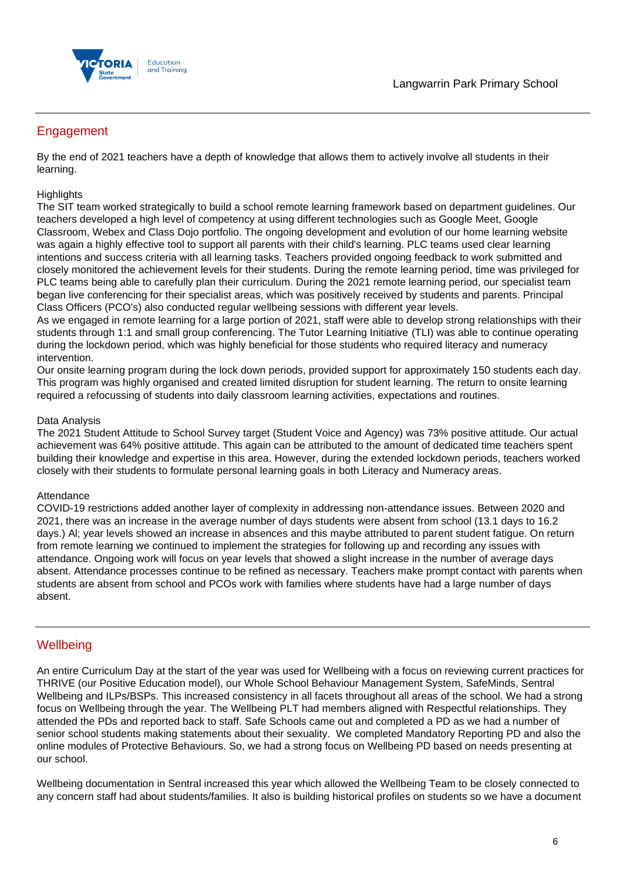## Engagement

By the end of 2021 teachers have a depth of knowledge that allows them to actively involve all students in their learning.

Highlights

The SIT team worked strategically to build a school remote learning framework based on department guidelines. Our teachers developed a high level of competency at using different technologies such as Google Meet, Google Classroom, Webex and Class Dojo portfolio. The ongoing development and evolution of our home learning website was again a highly effective tool to support all parents with their child's learning. PLC teams used clear learning intentions and success criteria with all learning tasks. Teachers provided ongoing feedback to work submitted and closely monitored the achievement levels for their students. During the remote learning period, time was privileged for PLC teams being able to carefully plan their curriculum. During the 2021 remote learning period, our specialist team began live conferencing for their specialist areas, which was positively received by students and parents. Principal Class Officers (PCO's) also conducted regular wellbeing sessions with different year levels.

As we engaged in remote learning for a large portion of 2021, staff were able to develop strong relationships with their students through 1:1 and small group conferencing. The Tutor Learning Initiative (TLI) was able to continue operating during the lockdown period, which was highly beneficial for those students who required literacy and numeracy intervention.

Our onsite learning program during the lock down periods, provided support for approximately 150 students each day. This program was highly organised and created limited disruption for student learning. The return to onsite learning required a refocussing of students into daily classroom learning activities, expectations and routines.

Data Analysis

The 2021 Student Attitude to School Survey target (Student Voice and Agency) was 73% positive attitude. Our actual achievement was 64% positive attitude. This again can be attributed to the amount of dedicated time teachers spent building their knowledge and expertise in this area. However, during the extended lockdown periods, teachers worked closely with their students to formulate personal learning goals in both Literacy and Numeracy areas.

Attendance

COVID-19 restrictions added another layer of complexity in addressing non-attendance issues. Between 2020 and 2021, there was an increase in the average number of days students were absent from school (13.1 days to 16.2 days.) Al; year levels showed an increase in absences and this maybe attributed to parent student fatigue. On return from remote learning we continued to implement the strategies for following up and recording any issues with attendance. Ongoing work will focus on year levels that showed a slight increase in the number of average days absent. Attendance processes continue to be refined as necessary. Teachers make prompt contact with parents when students are absent from school and PCOs work with families where students have had a large number of days absent.

## Wellbeing

An entire Curriculum Day at the start of the year was used for Wellbeing with a focus on reviewing current practices for THRIVE (our Positive Education model), our Whole School Behaviour Management System, SafeMinds, Sentral Wellbeing and ILPs/BSPs. This increased consistency in all facets throughout all areas of the school. We had a strong focus on Wellbeing through the year. The Wellbeing PLT had members aligned with Respectful relationships. They attended the PDs and reported back to staff. Safe Schools came out and completed a PD as we had a number of senior school students making statements about their sexuality. We completed Mandatory Reporting PD and also the online modules of Protective Behaviours. So, we had a strong focus on Wellbeing PD based on needs presenting at our school.

Wellbeing documentation in Sentral increased this year which allowed the Wellbeing Team to be closely connected to any concern staff had about students/families. It also is building historical profiles on students so we have a document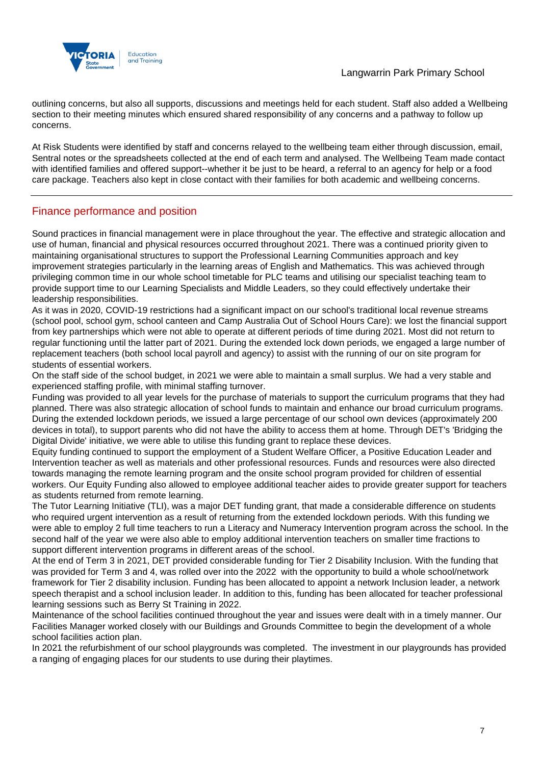outlining concerns, but also all supports, discussions and meetings held for each student. Staff also added a Wellbeing section to their meeting minutes which ensured shared responsibility of any concerns and a pathway to follow up concerns.

At Risk Students were identified by staff and concerns relayed to the wellbeing team either through discussion, email, Sentral notes or the spreadsheets collected at the end of each term and analysed. The Wellbeing Team made contact with identified families and offered support--whether it be just to be heard, a referral to an agency for help or a food care package. Teachers also kept in close contact with their families for both academic and wellbeing concerns.

## Finance performance and position

Sound practices in financial management were in place throughout the year. The effective and strategic allocation and use of human, financial and physical resources occurred throughout 2021. There was a continued priority given to maintaining organisational structures to support the Professional Learning Communities approach and key improvement strategies particularly in the learning areas of English and Mathematics. This was achieved through privileging common time in our whole school timetable for PLC teams and utilising our specialist teaching team to provide support time to our Learning Specialists and Middle Leaders, so they could effectively undertake their leadership responsibilities.

As it was in 2020, COVID-19 restrictions had a significant impact on our school's traditional local revenue streams (school pool, school gym, school canteen and Camp Australia Out of School Hours Care): we lost the financial support from key partnerships which were not able to operate at different periods of time during 2021. Most did not return to regular functioning until the latter part of 2021. During the extended lock down periods, we engaged a large number of replacement teachers (both school local payroll and agency) to assist with the running of our on site program for students of essential workers.

On the staff side of the school budget, in 2021 we were able to maintain a small surplus. We had a very stable and experienced staffing profile, with minimal staffing turnover.

Funding was provided to all year levels for the purchase of materials to support the curriculum programs that they had planned. There was also strategic allocation of school funds to maintain and enhance our broad curriculum programs. During the extended lockdown periods, we issued a large percentage of our school own devices (approximately 200 devices in total), to support parents who did not have the ability to access them at home. Through DET's 'Bridging the Digital Divide' initiative, we were able to utilise this funding grant to replace these devices.

Equity funding continued to support the employment of a Student Welfare Officer, a Positive Education Leader and Intervention teacher as well as materials and other professional resources. Funds and resources were also directed towards managing the remote learning program and the onsite school program provided for children of essential workers. Our Equity Funding also allowed to employee additional teacher aides to provide greater support for teachers as students returned from remote learning.

The Tutor Learning Initiative (TLI), was a major DET funding grant, that made a considerable difference on students who required urgent intervention as a result of returning from the extended lockdown periods. With this funding we were able to employ 2 full time teachers to run a Literacy and Numeracy Intervention program across the school. In the second half of the year we were also able to employ additional intervention teachers on smaller time fractions to support different intervention programs in different areas of the school.

At the end of Term 3 in 2021, DET provided considerable funding for Tier 2 Disability Inclusion. With the funding that was provided for Term 3 and 4, was rolled over into the 2022 with the opportunity to build a whole school/network framework for Tier 2 disability inclusion. Funding has been allocated to appoint a network Inclusion leader, a network speech therapist and a school inclusion leader. In addition to this, funding has been allocated for teacher professional learning sessions such as Berry St Training in 2022.

Maintenance of the school facilities continued throughout the year and issues were dealt with in a timely manner. Our Facilities Manager worked closely with our Buildings and Grounds Committee to begin the development of a whole school facilities action plan.

In 2021 the refurbishment of our school playgrounds was completed. The investment in our playgrounds has provided a ranging of engaging places for our students to use during their playtimes.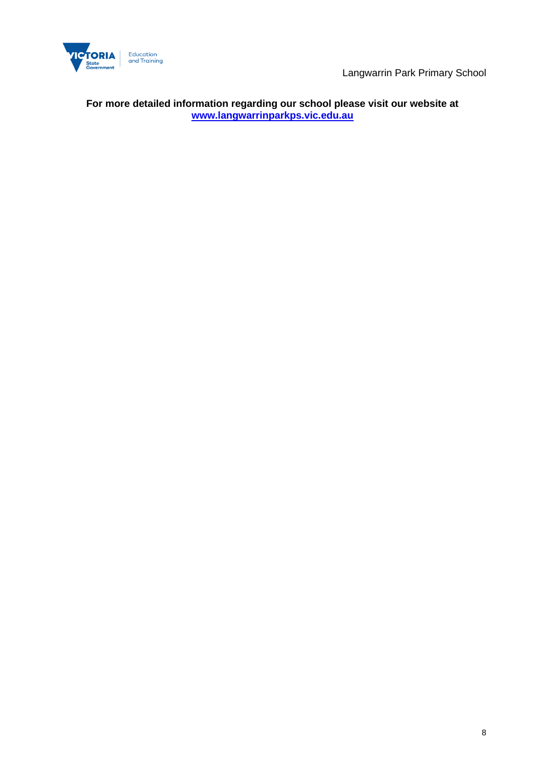**For more detailed information regarding our school please visit our website at [www.langwarrinparkps.vic.edu.au](http://www.langwarrinparkps.vic.edu.au)**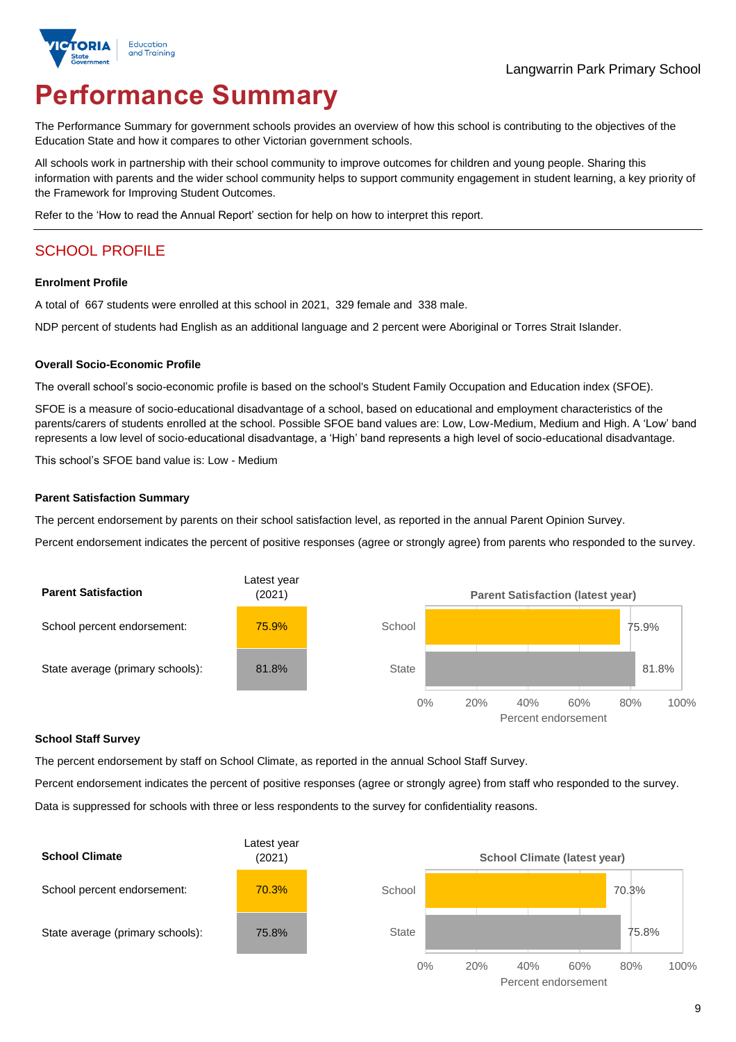Langwarrin Park Primary School

# Performance Summary

The Performance Summary for government schools provides an overview of how this school is contributing to the objectives of the Education State and how it compares to other Victorian government schools.

All schools work in partnership with their school community to improve outcomes for children and young people. Sharing this information with parents and the wider school community helps to support community engagement in student learning, a key priority of the Framework for Improving Student Outcomes.

Refer to the 'How to read the Annual Report' section for help on how to interpret this report.

## SCHOOL PROFILE

### Enrolment Profile

A total of 667 students were enrolled at this school in 2021, 329 female and 338 male.

NDP percent of students had English as an additional language and 2 percent were Aboriginal or Torres Strait Islander.

### Overall Socio-Economic Profile

The overall school's socio-economic profile is based on the school's Student Family Occupation and Education index (SFOE).

SFOE is a measure of socio-educational disadvantage of a school, based on educational and employment characteristics of the parents/carers of students enrolled at the school. Possible SFOE band values are: Low, Low-Medium, Medium and High. A 'Low' band represents a low level of socio-educational disadvantage, a 'High' band represents a high level of socio-educational disadvantage.

This school's SFOE band value is: Low - Medium

### Parent Satisfaction Summary

The percent endorsement by parents on their school satisfaction level, as reported in the annual Parent Opinion Survey.

Percent endorsement indicates the percent of positive responses (agree or strongly agree) from parents who responded to the survey.

| Parent Satisfaction | Latest year (2021) |
|---|---|
| School percent endorsement: | 75.9% |
| State average (primary schools): | 81.8% |

**Parent Satisfaction (latest year)**

| | Percent endorsement |
|---|---|
| School | 75.9% |
| State | 81.8% |

### School Staff Survey

The percent endorsement by staff on School Climate, as reported in the annual School Staff Survey.

Percent endorsement indicates the percent of positive responses (agree or strongly agree) from staff who responded to the survey.

Data is suppressed for schools with three or less respondents to the survey for confidentiality reasons.

| School Climate | Latest year (2021) |
|---|---|
| School percent endorsement: | 70.3% |
| State average (primary schools): | 75.8% |

**School Climate (latest year)**

| | Percent endorsement |
|---|---|
| School | 70.3% |
| State | 75.8% |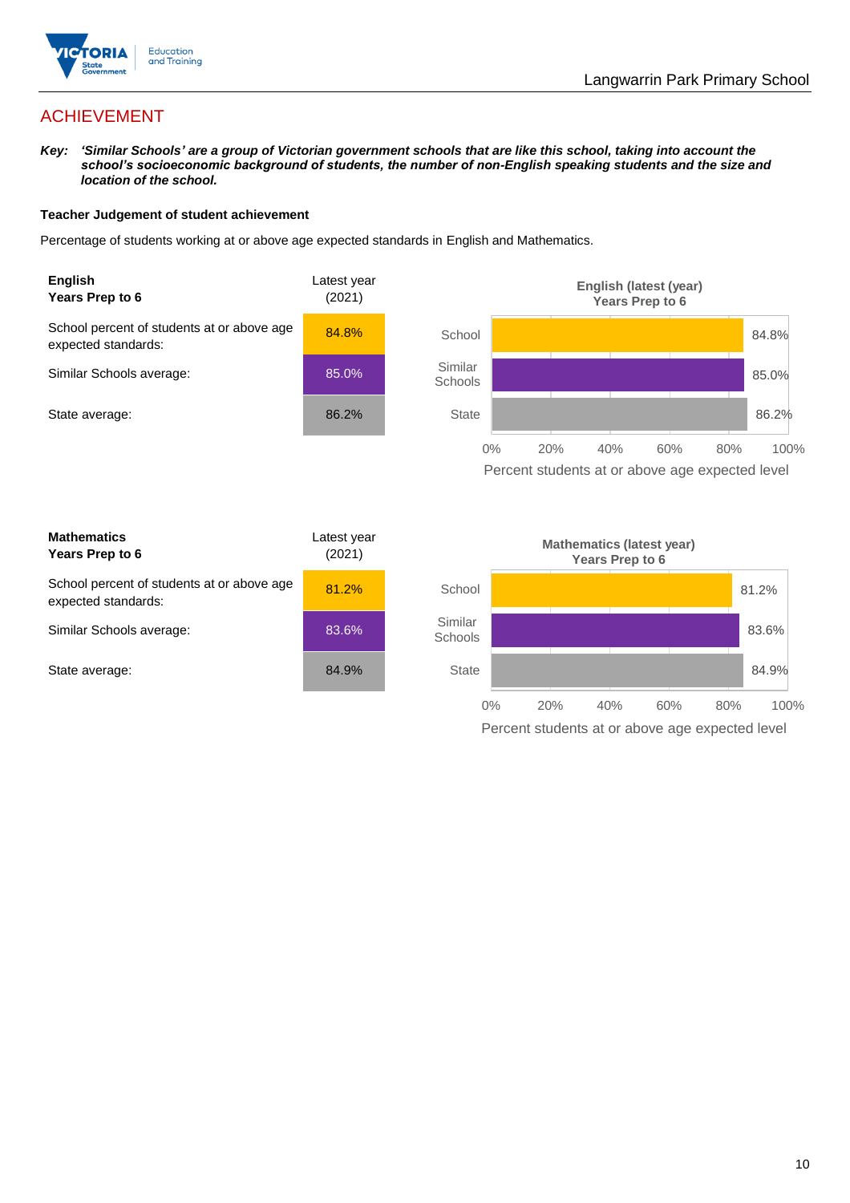# ACHIEVEMENT

***Key:*** ***'Similar Schools' are a group of Victorian government schools that are like this school, taking into account the school's socioeconomic background of students, the number of non-English speaking students and the size and location of the school.***

**Teacher Judgement of student achievement**

Percentage of students working at or above age expected standards in English and Mathematics.

| **English**<br>**Years Prep to 6** | Latest year (2021) |
|---|---|
| School percent of students at or above age expected standards: | 84.8% |
| Similar Schools average: | 85.0% |
| State average: | 86.2% |

**English (latest (year) Years Prep to 6**

| | Percent students at or above age expected level |
|---|---|
| School | 84.8% |
| Similar Schools | 85.0% |
| State | 86.2% |

| **Mathematics**<br>**Years Prep to 6** | Latest year (2021) |
|---|---|
| School percent of students at or above age expected standards: | 81.2% |
| Similar Schools average: | 83.6% |
| State average: | 84.9% |

**Mathematics (latest year) Years Prep to 6**

| | Percent students at or above age expected level |
|---|---|
| School | 81.2% |
| Similar Schools | 83.6% |
| State | 84.9% |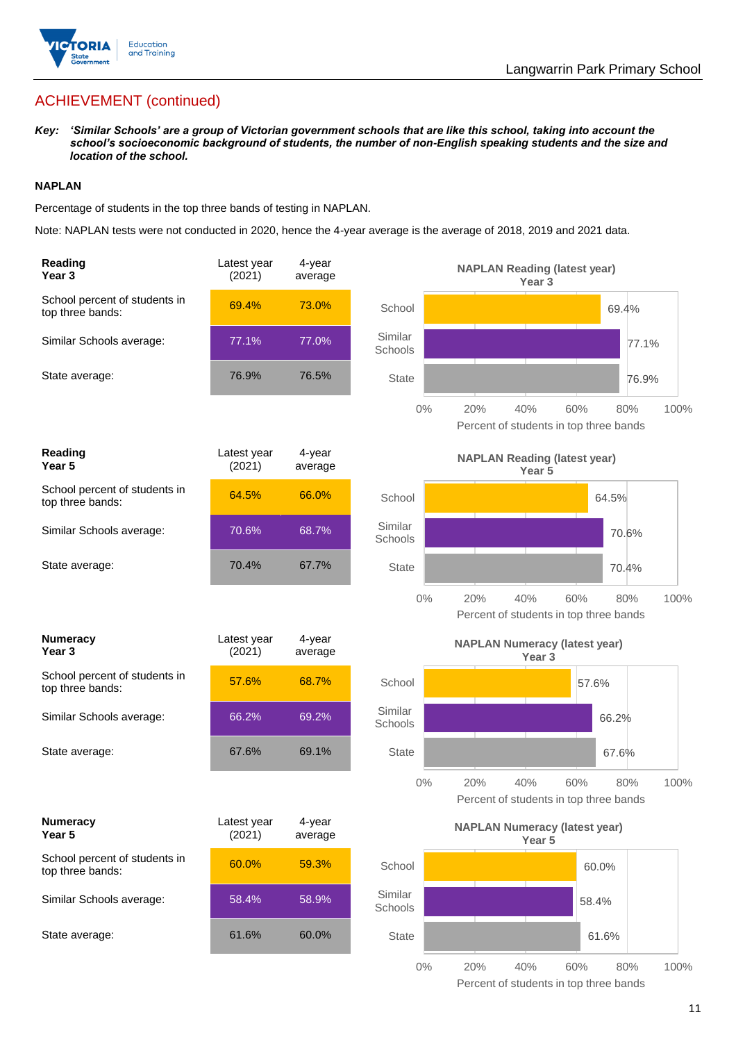## ACHIEVEMENT (continued)

***Key:*** ***'Similar Schools' are a group of Victorian government schools that are like this school, taking into account the school's socioeconomic background of students, the number of non-English speaking students and the size and location of the school.***

### NAPLAN

Percentage of students in the top three bands of testing in NAPLAN.

Note: NAPLAN tests were not conducted in 2020, hence the 4-year average is the average of 2018, 2019 and 2021 data.

| **Reading Year 3** | Latest year (2021) | 4-year average |
|---|---|---|
| School percent of students in top three bands: | 69.4% | 73.0% |
| Similar Schools average: | 77.1% | 77.0% |
| State average: | 76.9% | 76.5% |

**NAPLAN Reading (latest year) Year 3**

| | Percent of students in top three bands |
|---|---|
| School | 69.4% |
| Similar Schools | 77.1% |
| State | 76.9% |

| **Reading Year 5** | Latest year (2021) | 4-year average |
|---|---|---|
| School percent of students in top three bands: | 64.5% | 66.0% |
| Similar Schools average: | 70.6% | 68.7% |
| State average: | 70.4% | 67.7% |

**NAPLAN Reading (latest year) Year 5**

| | Percent of students in top three bands |
|---|---|
| School | 64.5% |
| Similar Schools | 70.6% |
| State | 70.4% |

| **Numeracy Year 3** | Latest year (2021) | 4-year average |
|---|---|---|
| School percent of students in top three bands: | 57.6% | 68.7% |
| Similar Schools average: | 66.2% | 69.2% |
| State average: | 67.6% | 69.1% |

**NAPLAN Numeracy (latest year) Year 3**

| | Percent of students in top three bands |
|---|---|
| School | 57.6% |
| Similar Schools | 66.2% |
| State | 67.6% |

| **Numeracy Year 5** | Latest year (2021) | 4-year average |
|---|---|---|
| School percent of students in top three bands: | 60.0% | 59.3% |
| Similar Schools average: | 58.4% | 58.9% |
| State average: | 61.6% | 60.0% |

**NAPLAN Numeracy (latest year) Year 5**

| | Percent of students in top three bands |
|---|---|
| School | 60.0% |
| Similar Schools | 58.4% |
| State | 61.6% |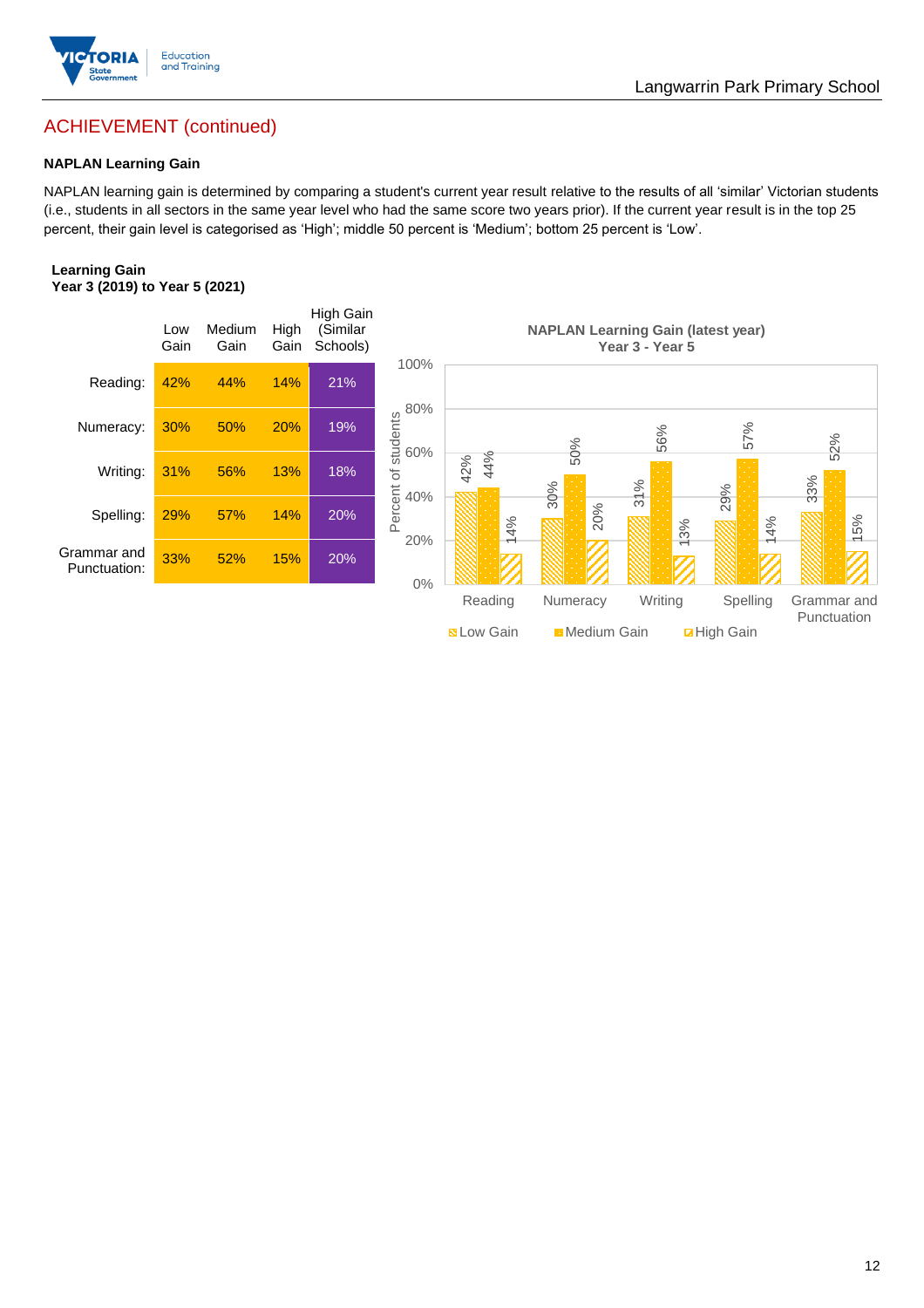## ACHIEVEMENT (continued)

### NAPLAN Learning Gain

NAPLAN learning gain is determined by comparing a student's current year result relative to the results of all 'similar' Victorian students (i.e., students in all sectors in the same year level who had the same score two years prior). If the current year result is in the top 25 percent, their gain level is categorised as 'High'; middle 50 percent is 'Medium'; bottom 25 percent is 'Low'.

**Learning Gain**
**Year 3 (2019) to Year 5 (2021)**

| | Low Gain | Medium Gain | High Gain | High Gain (Similar Schools) |
|---|---|---|---|---|
| Reading: | 42% | 44% | 14% | 21% |
| Numeracy: | 30% | 50% | 20% | 19% |
| Writing: | 31% | 56% | 13% | 18% |
| Spelling: | 29% | 57% | 14% | 20% |
| Grammar and Punctuation: | 33% | 52% | 15% | 20% |

**NAPLAN Learning Gain (latest year)**
**Year 3 - Year 5**

| | Low Gain | Medium Gain | High Gain |
|---|---|---|---|
| Reading | 42% | 44% | 14% |
| Numeracy | 30% | 50% | 20% |
| Writing | 31% | 56% | 13% |
| Spelling | 29% | 57% | 14% |
| Grammar and Punctuation | 33% | 52% | 15% |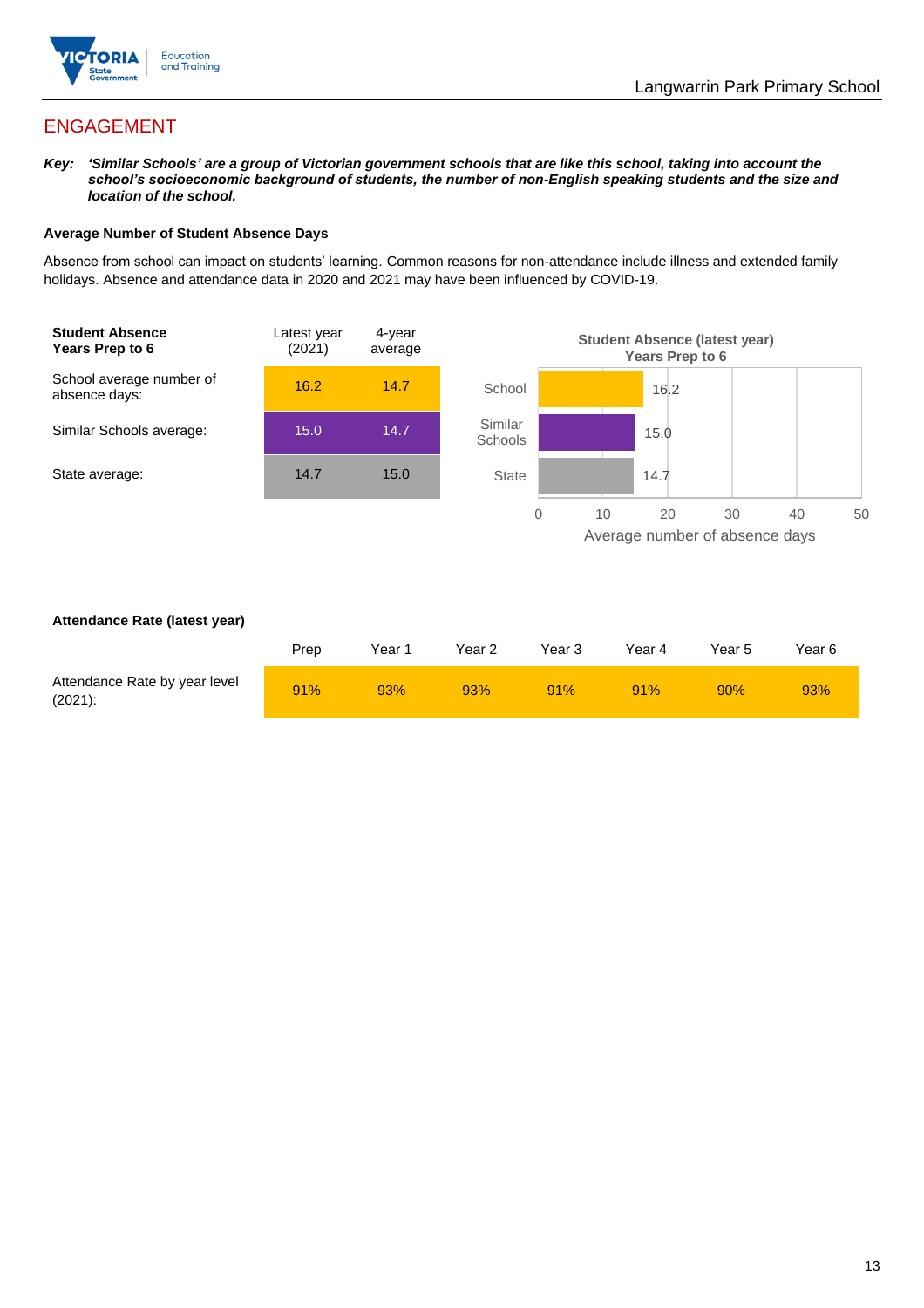# ENGAGEMENT

***Key:** 'Similar Schools' are a group of Victorian government schools that are like this school, taking into account the school's socioeconomic background of students, the number of non-English speaking students and the size and location of the school.*

**Average Number of Student Absence Days**

Absence from school can impact on students' learning. Common reasons for non-attendance include illness and extended family holidays. Absence and attendance data in 2020 and 2021 may have been influenced by COVID-19.

| **Student Absence Years Prep to 6** | Latest year (2021) | 4-year average |
|---|---|---|
| School average number of absence days: | 16.2 | 14.7 |
| Similar Schools average: | 15.0 | 14.7 |
| State average: | 14.7 | 15.0 |

**Student Absence (latest year) Years Prep to 6**

| | Average number of absence days |
|---|---|
| School | 16.2 |
| Similar Schools | 15.0 |
| State | 14.7 |

**Attendance Rate (latest year)**

| | Prep | Year 1 | Year 2 | Year 3 | Year 4 | Year 5 | Year 6 |
|---|---|---|---|---|---|---|---|
| Attendance Rate by year level (2021): | 91% | 93% | 93% | 91% | 91% | 90% | 93% |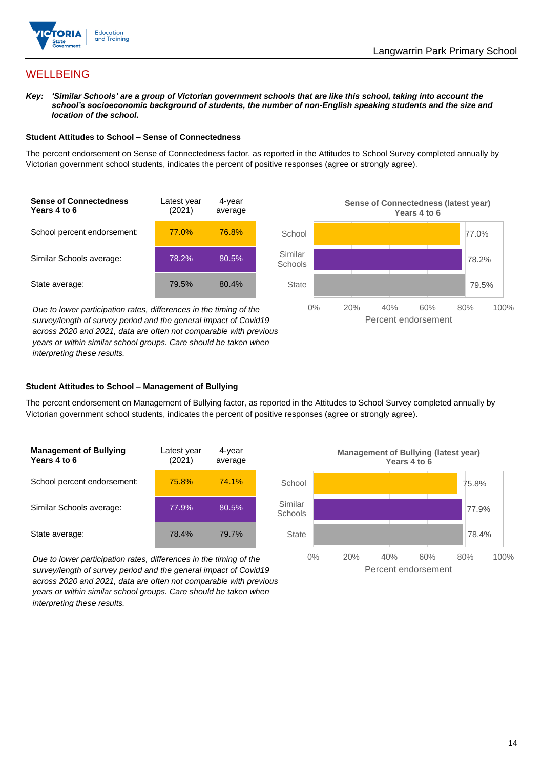## WELLBEING

***Key:*** ***'Similar Schools' are a group of Victorian government schools that are like this school, taking into account the school's socioeconomic background of students, the number of non-English speaking students and the size and location of the school.***

### Student Attitudes to School – Sense of Connectedness

The percent endorsement on Sense of Connectedness factor, as reported in the Attitudes to School Survey completed annually by Victorian government school students, indicates the percent of positive responses (agree or strongly agree).

| Sense of Connectedness Years 4 to 6 | Latest year (2021) | 4-year average |
|---|---|---|
| School percent endorsement: | 77.0% | 76.8% |
| Similar Schools average: | 78.2% | 80.5% |
| State average: | 79.5% | 80.4% |

*Due to lower participation rates, differences in the timing of the survey/length of survey period and the general impact of Covid19 across 2020 and 2021, data are often not comparable with previous years or within similar school groups. Care should be taken when interpreting these results.*

**Sense of Connectedness (latest year) Years 4 to 6**

| | Percent endorsement |
|---|---|
| School | 77.0% |
| Similar Schools | 78.2% |
| State | 79.5% |

### Student Attitudes to School – Management of Bullying

The percent endorsement on Management of Bullying factor, as reported in the Attitudes to School Survey completed annually by Victorian government school students, indicates the percent of positive responses (agree or strongly agree).

| Management of Bullying Years 4 to 6 | Latest year (2021) | 4-year average |
|---|---|---|
| School percent endorsement: | 75.8% | 74.1% |
| Similar Schools average: | 77.9% | 80.5% |
| State average: | 78.4% | 79.7% |

*Due to lower participation rates, differences in the timing of the survey/length of survey period and the general impact of Covid19 across 2020 and 2021, data are often not comparable with previous years or within similar school groups. Care should be taken when interpreting these results.*

**Management of Bullying (latest year) Years 4 to 6**

| | Percent endorsement |
|---|---|
| School | 75.8% |
| Similar Schools | 77.9% |
| State | 78.4% |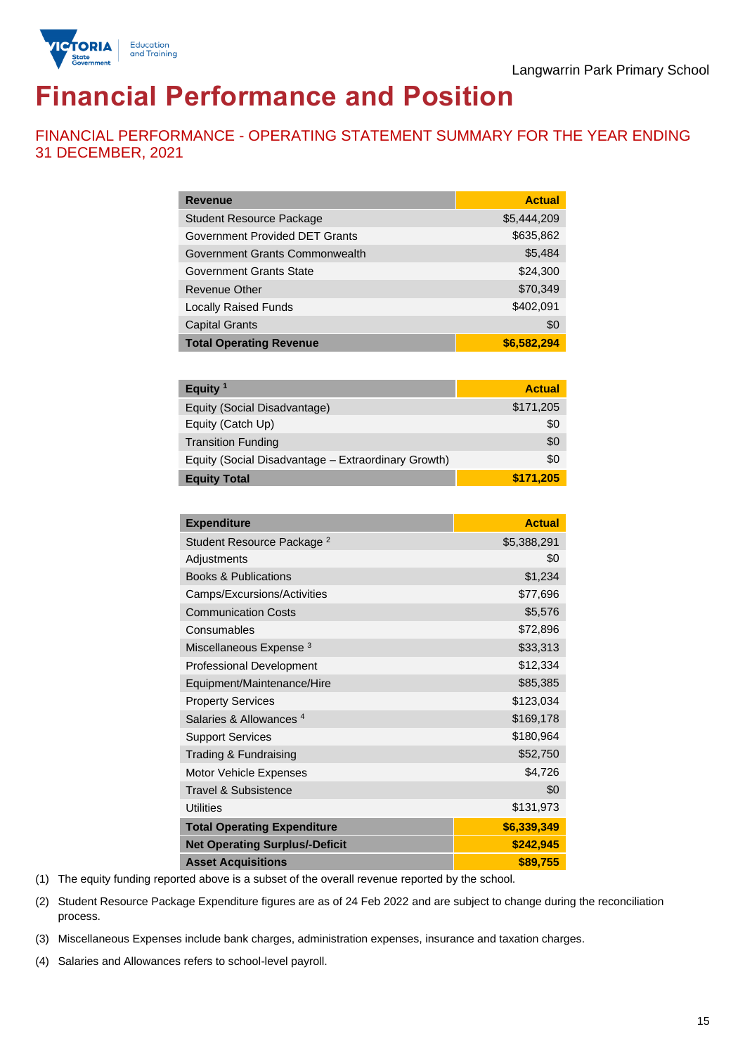Langwarrin Park Primary School

# Financial Performance and Position

## FINANCIAL PERFORMANCE - OPERATING STATEMENT SUMMARY FOR THE YEAR ENDING 31 DECEMBER, 2021

| Revenue | Actual |
|---|---|
| Student Resource Package | $5,444,209 |
| Government Provided DET Grants | $635,862 |
| Government Grants Commonwealth | $5,484 |
| Government Grants State | $24,300 |
| Revenue Other | $70,349 |
| Locally Raised Funds | $402,091 |
| Capital Grants | $0 |
| **Total Operating Revenue** | **$6,582,294** |

| Equity [1] | Actual |
|---|---|
| Equity (Social Disadvantage) | $171,205 |
| Equity (Catch Up) | $0 |
| Transition Funding | $0 |
| Equity (Social Disadvantage – Extraordinary Growth) | $0 |
| **Equity Total** | **$171,205** |

| Expenditure | Actual |
|---|---|
| Student Resource Package [2] | $5,388,291 |
| Adjustments | $0 |
| Books & Publications | $1,234 |
| Camps/Excursions/Activities | $77,696 |
| Communication Costs | $5,576 |
| Consumables | $72,896 |
| Miscellaneous Expense [3] | $33,313 |
| Professional Development | $12,334 |
| Equipment/Maintenance/Hire | $85,385 |
| Property Services | $123,034 |
| Salaries & Allowances [4] | $169,178 |
| Support Services | $180,964 |
| Trading & Fundraising | $52,750 |
| Motor Vehicle Expenses | $4,726 |
| Travel & Subsistence | $0 |
| Utilities | $131,973 |
| **Total Operating Expenditure** | **$6,339,349** |
| **Net Operating Surplus/-Deficit** | **$242,945** |
| **Asset Acquisitions** | **$89,755** |

(1) The equity funding reported above is a subset of the overall revenue reported by the school.

(2) Student Resource Package Expenditure figures are as of 24 Feb 2022 and are subject to change during the reconciliation process.

(3) Miscellaneous Expenses include bank charges, administration expenses, insurance and taxation charges.

(4) Salaries and Allowances refers to school-level payroll.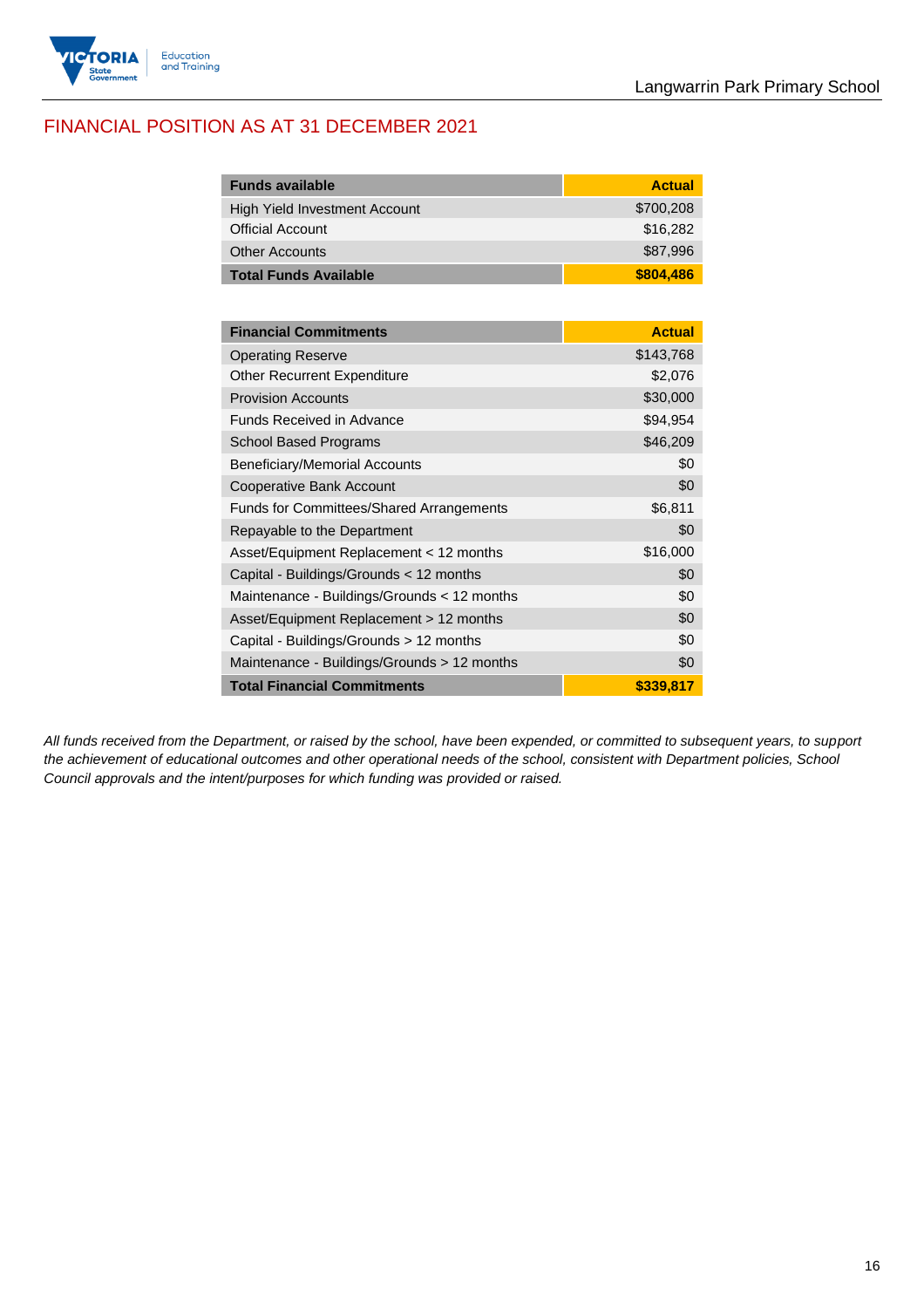# FINANCIAL POSITION AS AT 31 DECEMBER 2021

| Funds available | Actual |
|---|---|
| High Yield Investment Account | $700,208 |
| Official Account | $16,282 |
| Other Accounts | $87,996 |
| **Total Funds Available** | **$804,486** |

| Financial Commitments | Actual |
|---|---|
| Operating Reserve | $143,768 |
| Other Recurrent Expenditure | $2,076 |
| Provision Accounts | $30,000 |
| Funds Received in Advance | $94,954 |
| School Based Programs | $46,209 |
| Beneficiary/Memorial Accounts | $0 |
| Cooperative Bank Account | $0 |
| Funds for Committees/Shared Arrangements | $6,811 |
| Repayable to the Department | $0 |
| Asset/Equipment Replacement < 12 months | $16,000 |
| Capital - Buildings/Grounds < 12 months | $0 |
| Maintenance - Buildings/Grounds < 12 months | $0 |
| Asset/Equipment Replacement > 12 months | $0 |
| Capital - Buildings/Grounds > 12 months | $0 |
| Maintenance - Buildings/Grounds > 12 months | $0 |
| **Total Financial Commitments** | **$339,817** |

*All funds received from the Department, or raised by the school, have been expended, or committed to subsequent years, to support the achievement of educational outcomes and other operational needs of the school, consistent with Department policies, School Council approvals and the intent/purposes for which funding was provided or raised.*